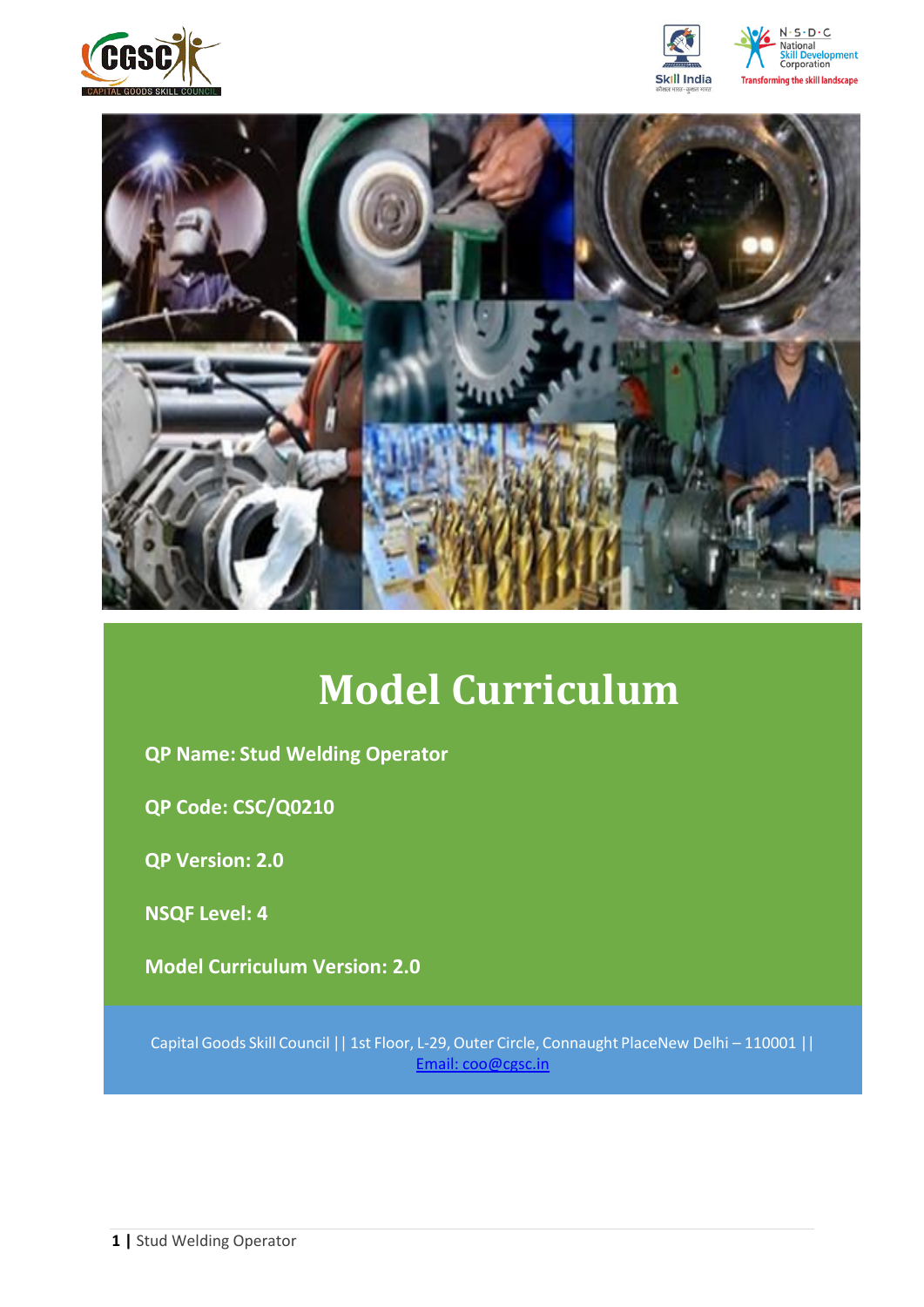# Model Curriculum

**QP Name: Stud Welding Operator**

**QP Code: CSC/Q0210**

**QP Version: 2.0**

**NSQF Level: 4**

**Model Curriculum Version: 2.0**

Capital Goods Skill Council || 1st Floor, L-29, Outer Circle, Connaught PlaceNew Delhi – 110001 || Email: coo@cgsc.in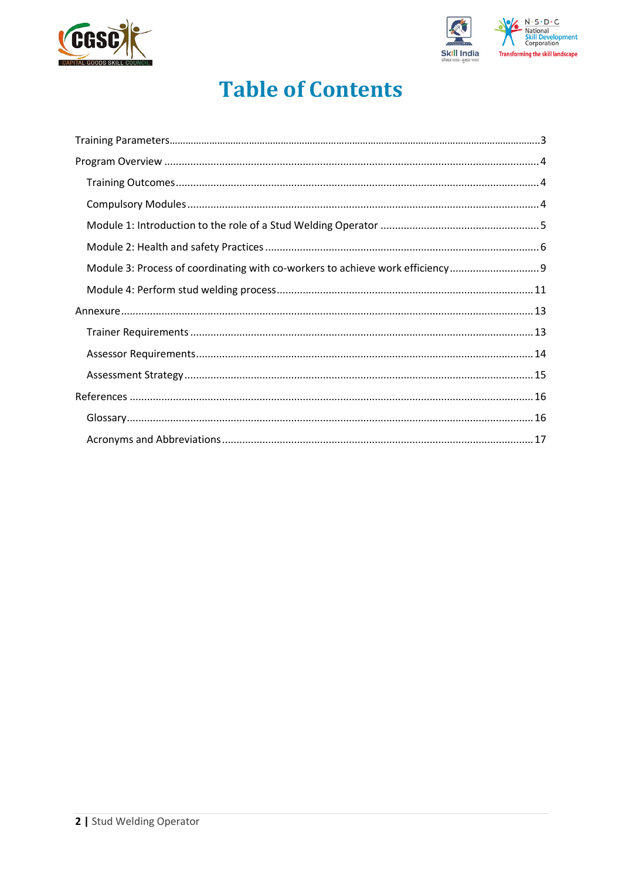# Table of Contents

Training Parameters......3

Program Overview......4

- Training Outcomes......4
- Compulsory Modules......4
- Module 1: Introduction to the role of a Stud Welding Operator......5
- Module 2: Health and safety Practices......6
- Module 3: Process of coordinating with co-workers to achieve work efficiency......9
- Module 4: Perform stud welding process......11

Annexure......13

- Trainer Requirements......13
- Assessor Requirements......14
- Assessment Strategy......15

References......16

- Glossary......16
- Acronyms and Abbreviations......17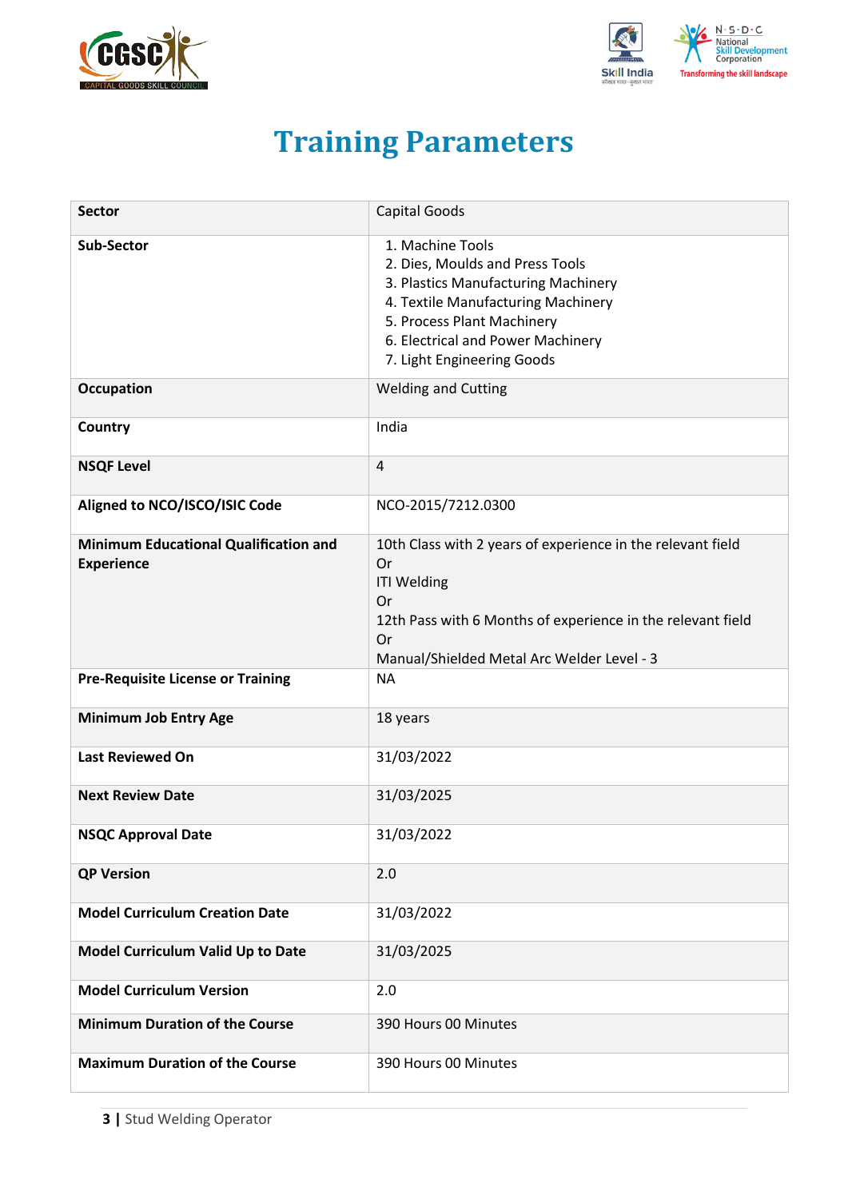# Training Parameters

| Sector | Capital Goods |
|---|---|
| Sub-Sector | 1. Machine Tools<br>2. Dies, Moulds and Press Tools<br>3. Plastics Manufacturing Machinery<br>4. Textile Manufacturing Machinery<br>5. Process Plant Machinery<br>6. Electrical and Power Machinery<br>7. Light Engineering Goods |
| Occupation | Welding and Cutting |
| Country | India |
| NSQF Level | 4 |
| Aligned to NCO/ISCO/ISIC Code | NCO-2015/7212.0300 |
| Minimum Educational Qualification and Experience | 10th Class with 2 years of experience in the relevant field<br>Or<br>ITI Welding<br>Or<br>12th Pass with 6 Months of experience in the relevant field<br>Or<br>Manual/Shielded Metal Arc Welder Level - 3 |
| Pre-Requisite License or Training | NA |
| Minimum Job Entry Age | 18 years |
| Last Reviewed On | 31/03/2022 |
| Next Review Date | 31/03/2025 |
| NSQC Approval Date | 31/03/2022 |
| QP Version | 2.0 |
| Model Curriculum Creation Date | 31/03/2022 |
| Model Curriculum Valid Up to Date | 31/03/2025 |
| Model Curriculum Version | 2.0 |
| Minimum Duration of the Course | 390 Hours 00 Minutes |
| Maximum Duration of the Course | 390 Hours 00 Minutes |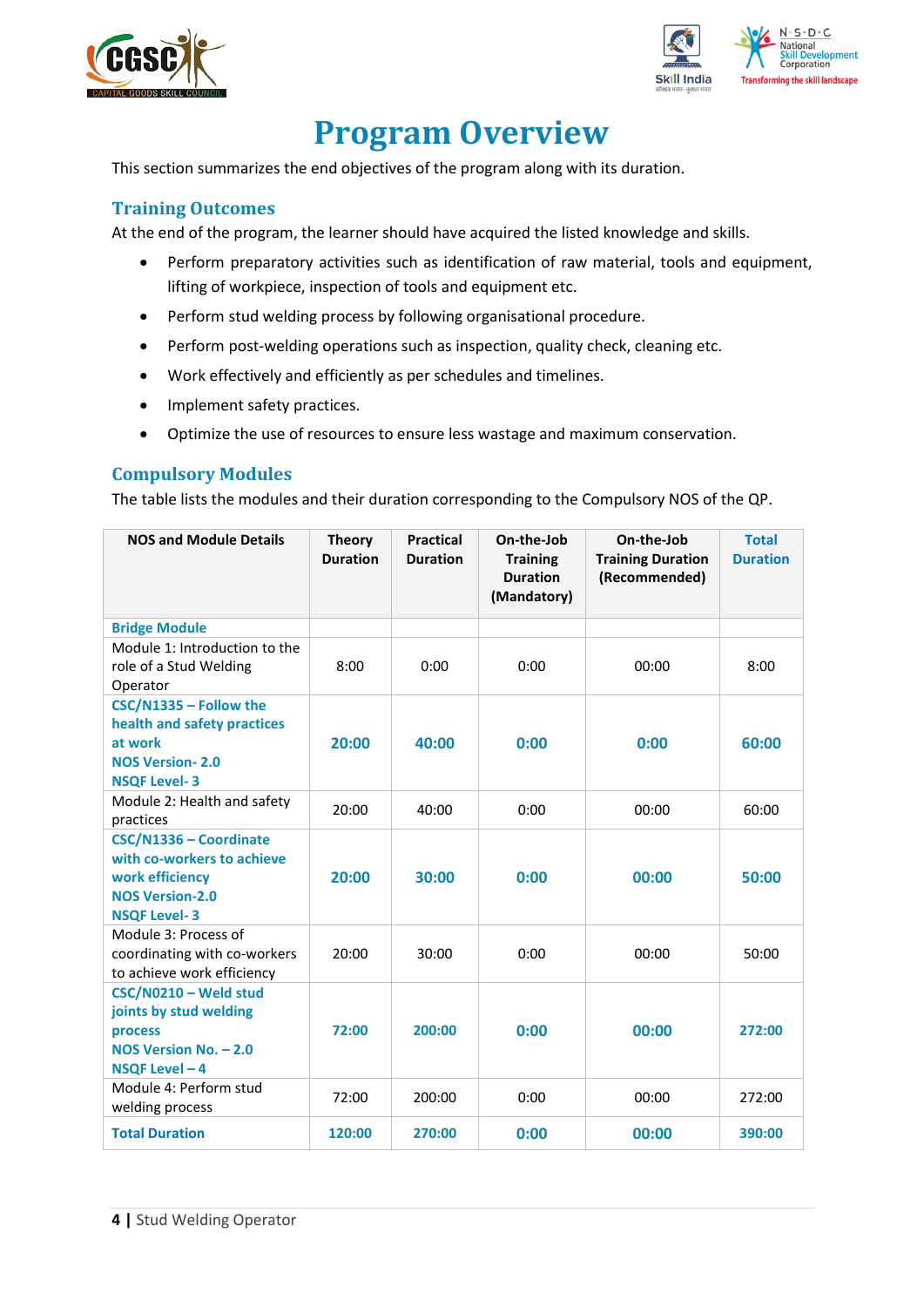# Program Overview

This section summarizes the end objectives of the program along with its duration.

## Training Outcomes

At the end of the program, the learner should have acquired the listed knowledge and skills.

- Perform preparatory activities such as identification of raw material, tools and equipment, lifting of workpiece, inspection of tools and equipment etc.
- Perform stud welding process by following organisational procedure.
- Perform post-welding operations such as inspection, quality check, cleaning etc.
- Work effectively and efficiently as per schedules and timelines.
- Implement safety practices.
- Optimize the use of resources to ensure less wastage and maximum conservation.

## Compulsory Modules

The table lists the modules and their duration corresponding to the Compulsory NOS of the QP.

| NOS and Module Details | Theory Duration | Practical Duration | On-the-Job Training Duration (Mandatory) | On-the-Job Training Duration (Recommended) | Total Duration |
|---|---|---|---|---|---|
| **Bridge Module** | | | | | |
| Module 1: Introduction to the role of a Stud Welding Operator | 8:00 | 0:00 | 0:00 | 00:00 | 8:00 |
| **CSC/N1335 – Follow the health and safety practices at work**<br>**NOS Version- 2.0**<br>**NSQF Level- 3** | **20:00** | **40:00** | **0:00** | **0:00** | **60:00** |
| Module 2: Health and safety practices | 20:00 | 40:00 | 0:00 | 00:00 | 60:00 |
| **CSC/N1336 – Coordinate with co-workers to achieve work efficiency**<br>**NOS Version-2.0**<br>**NSQF Level- 3** | **20:00** | **30:00** | **0:00** | **00:00** | **50:00** |
| Module 3: Process of coordinating with co-workers to achieve work efficiency | 20:00 | 30:00 | 0:00 | 00:00 | 50:00 |
| **CSC/N0210 – Weld stud joints by stud welding process**<br>**NOS Version No. – 2.0**<br>**NSQF Level – 4** | **72:00** | **200:00** | **0:00** | **00:00** | **272:00** |
| Module 4: Perform stud welding process | 72:00 | 200:00 | 0:00 | 00:00 | 272:00 |
| **Total Duration** | **120:00** | **270:00** | **0:00** | **00:00** | **390:00** |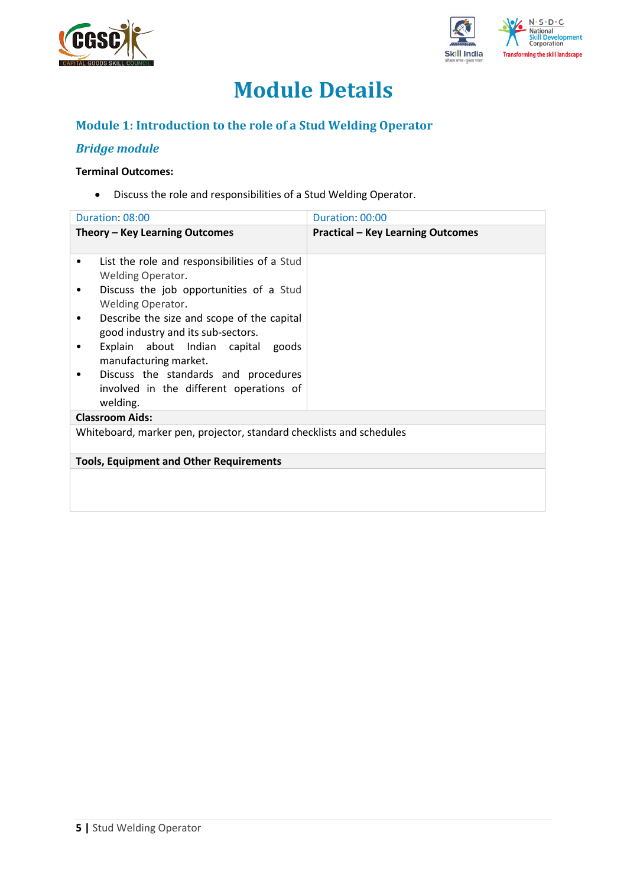# Module Details

## Module 1: Introduction to the role of a Stud Welding Operator

### *Bridge module*

**Terminal Outcomes:**

- Discuss the role and responsibilities of a Stud Welding Operator.

| Duration: 08:00 | Duration: 00:00 |
|---|---|
| **Theory – Key Learning Outcomes** | **Practical – Key Learning Outcomes** |
| • List the role and responsibilities of a Stud Welding Operator.<br>• Discuss the job opportunities of a Stud Welding Operator.<br>• Describe the size and scope of the capital good industry and its sub-sectors.<br>• Explain about Indian capital goods manufacturing market.<br>• Discuss the standards and procedures involved in the different operations of welding. | |
| **Classroom Aids:** | |
| Whiteboard, marker pen, projector, standard checklists and schedules | |
| **Tools, Equipment and Other Requirements** | |
| | |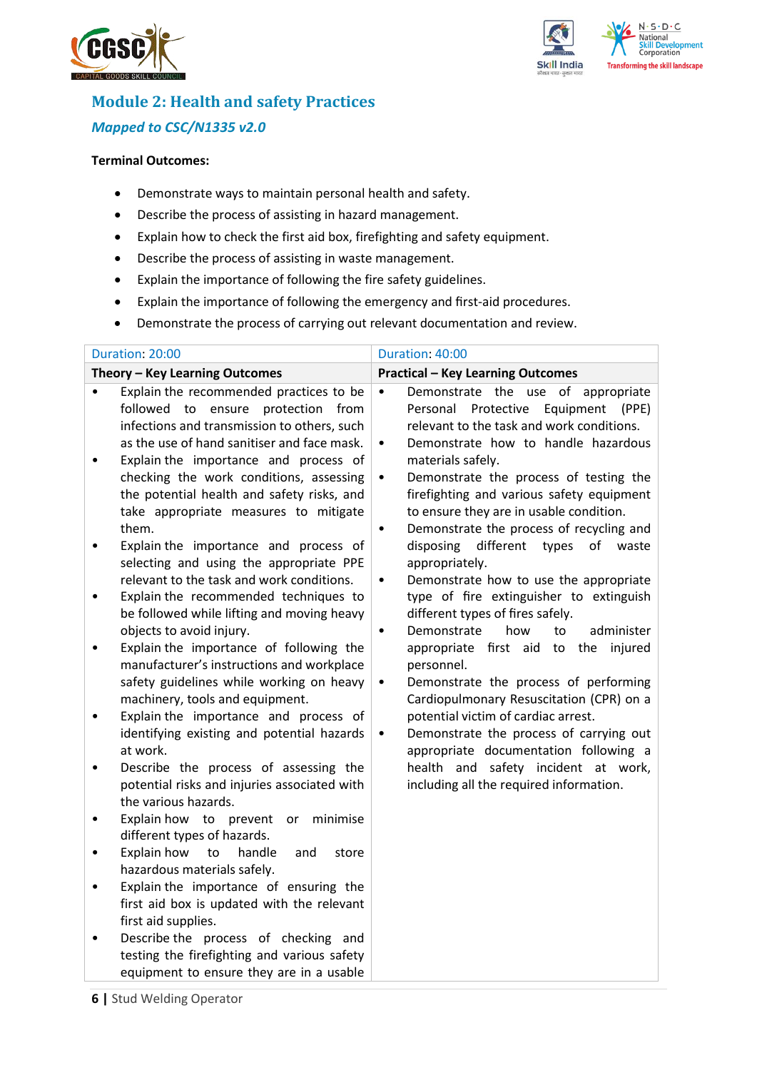## Module 2: Health and safety Practices

### *Mapped to CSC/N1335 v2.0*

**Terminal Outcomes:**

- Demonstrate ways to maintain personal health and safety.
- Describe the process of assisting in hazard management.
- Explain how to check the first aid box, firefighting and safety equipment.
- Describe the process of assisting in waste management.
- Explain the importance of following the fire safety guidelines.
- Explain the importance of following the emergency and first-aid procedures.
- Demonstrate the process of carrying out relevant documentation and review.

| Duration: 20:00 | Duration: 40:00 |
|---|---|
| **Theory – Key Learning Outcomes** | **Practical – Key Learning Outcomes** |
| • Explain the recommended practices to be followed to ensure protection from infections and transmission to others, such as the use of hand sanitiser and face mask.<br>• Explain the importance and process of checking the work conditions, assessing the potential health and safety risks, and take appropriate measures to mitigate them.<br>• Explain the importance and process of selecting and using the appropriate PPE relevant to the task and work conditions.<br>• Explain the recommended techniques to be followed while lifting and moving heavy objects to avoid injury.<br>• Explain the importance of following the manufacturer's instructions and workplace safety guidelines while working on heavy machinery, tools and equipment.<br>• Explain the importance and process of identifying existing and potential hazards at work.<br>• Describe the process of assessing the potential risks and injuries associated with the various hazards.<br>• Explain how to prevent or minimise different types of hazards.<br>• Explain how to handle and store hazardous materials safely.<br>• Explain the importance of ensuring the first aid box is updated with the relevant first aid supplies.<br>• Describe the process of checking and testing the firefighting and various safety equipment to ensure they are in a usable | • Demonstrate the use of appropriate Personal Protective Equipment (PPE) relevant to the task and work conditions.<br>• Demonstrate how to handle hazardous materials safely.<br>• Demonstrate the process of testing the firefighting and various safety equipment to ensure they are in usable condition.<br>• Demonstrate the process of recycling and disposing different types of waste appropriately.<br>• Demonstrate how to use the appropriate type of fire extinguisher to extinguish different types of fires safely.<br>• Demonstrate how to administer appropriate first aid to the injured personnel.<br>• Demonstrate the process of performing Cardiopulmonary Resuscitation (CPR) on a potential victim of cardiac arrest.<br>• Demonstrate the process of carrying out appropriate documentation following a health and safety incident at work, including all the required information. |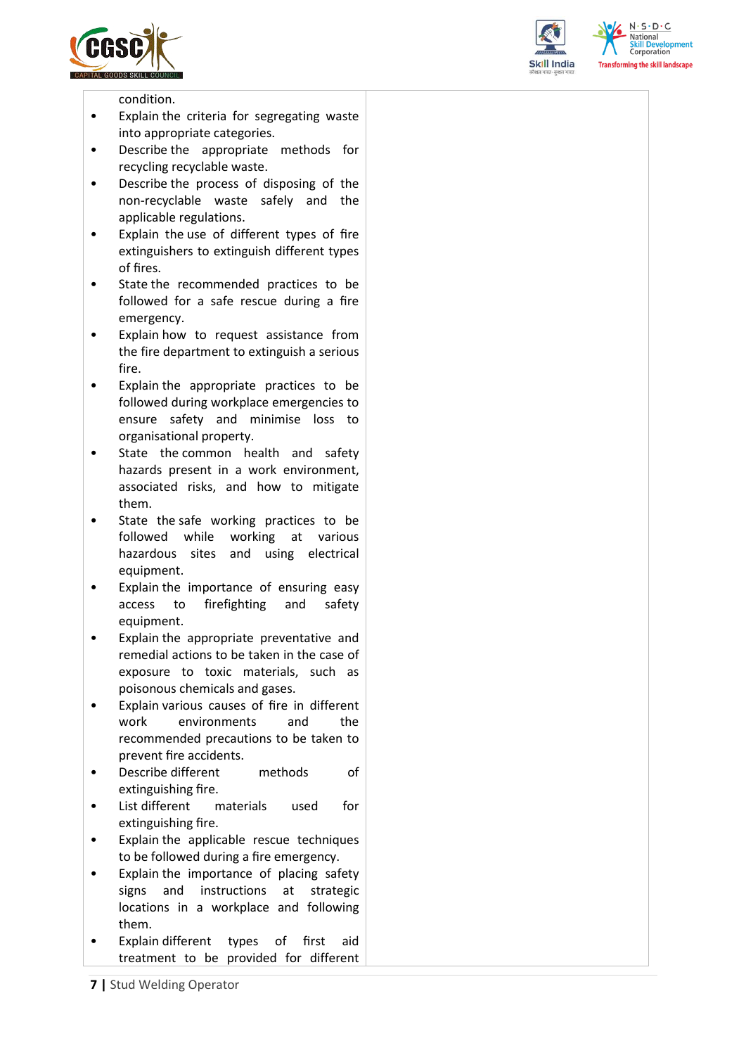| | |
|---|---|
| condition.<br>• Explain the criteria for segregating waste into appropriate categories.<br>• Describe the appropriate methods for recycling recyclable waste.<br>• Describe the process of disposing of the non-recyclable waste safely and the applicable regulations.<br>• Explain the use of different types of fire extinguishers to extinguish different types of fires.<br>• State the recommended practices to be followed for a safe rescue during a fire emergency.<br>• Explain how to request assistance from the fire department to extinguish a serious fire.<br>• Explain the appropriate practices to be followed during workplace emergencies to ensure safety and minimise loss to organisational property.<br>• State the common health and safety hazards present in a work environment, associated risks, and how to mitigate them.<br>• State the safe working practices to be followed while working at various hazardous sites and using electrical equipment.<br>• Explain the importance of ensuring easy access to firefighting and safety equipment.<br>• Explain the appropriate preventative and remedial actions to be taken in the case of exposure to toxic materials, such as poisonous chemicals and gases.<br>• Explain various causes of fire in different work environments and the recommended precautions to be taken to prevent fire accidents.<br>• Describe different methods of extinguishing fire.<br>• List different materials used for extinguishing fire.<br>• Explain the applicable rescue techniques to be followed during a fire emergency.<br>• Explain the importance of placing safety signs and instructions at strategic locations in a workplace and following them.<br>• Explain different types of first aid treatment to be provided for different | |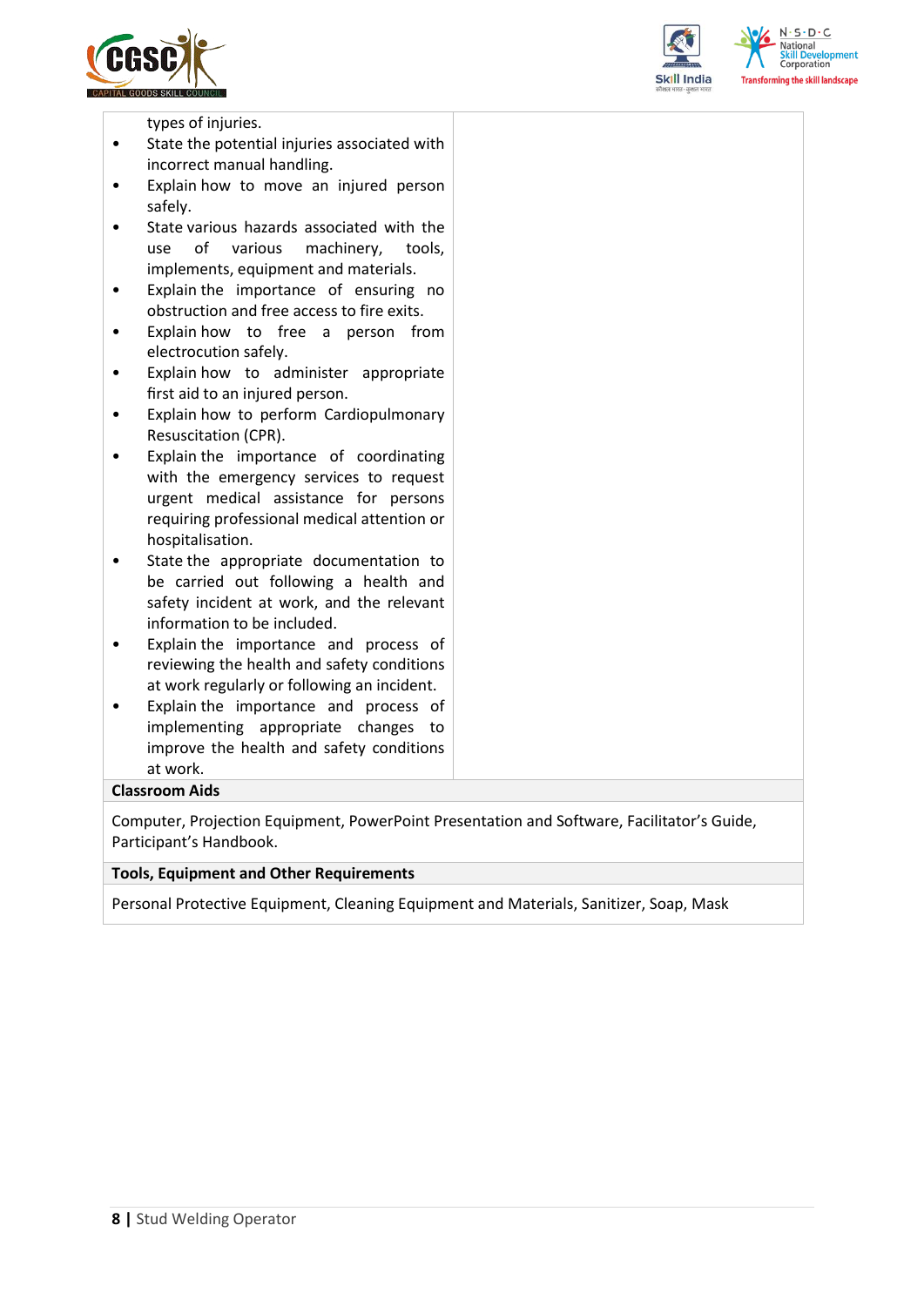| | |
|---|---|
| types of injuries.<br>• State the potential injuries associated with incorrect manual handling.<br>• Explain how to move an injured person safely.<br>• State various hazards associated with the use of various machinery, tools, implements, equipment and materials.<br>• Explain the importance of ensuring no obstruction and free access to fire exits.<br>• Explain how to free a person from electrocution safely.<br>• Explain how to administer appropriate first aid to an injured person.<br>• Explain how to perform Cardiopulmonary Resuscitation (CPR).<br>• Explain the importance of coordinating with the emergency services to request urgent medical assistance for persons requiring professional medical attention or hospitalisation.<br>• State the appropriate documentation to be carried out following a health and safety incident at work, and the relevant information to be included.<br>• Explain the importance and process of reviewing the health and safety conditions at work regularly or following an incident.<br>• Explain the importance and process of implementing appropriate changes to improve the health and safety conditions at work. | |

**Classroom Aids**

Computer, Projection Equipment, PowerPoint Presentation and Software, Facilitator's Guide, Participant's Handbook.

**Tools, Equipment and Other Requirements**

Personal Protective Equipment, Cleaning Equipment and Materials, Sanitizer, Soap, Mask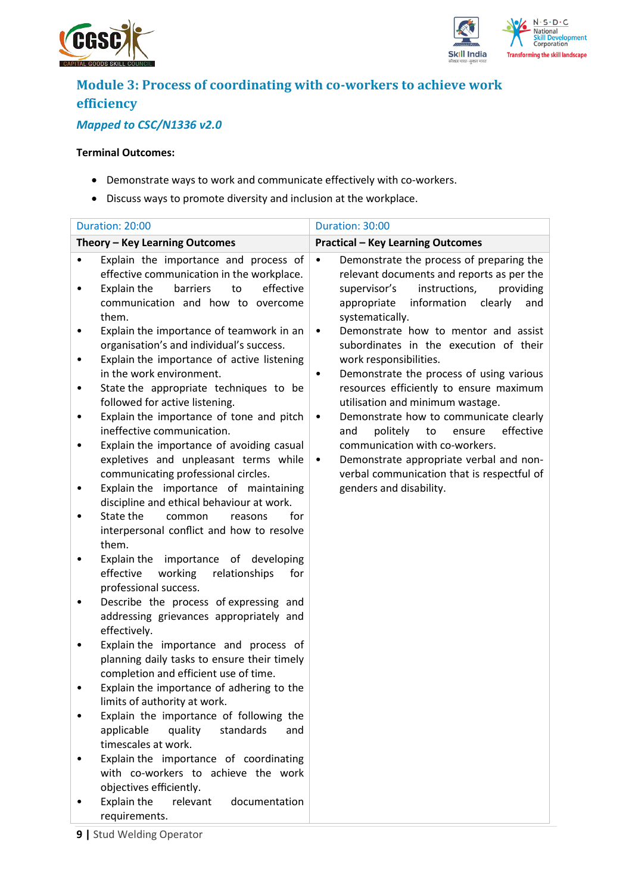## Module 3: Process of coordinating with co-workers to achieve work efficiency

*Mapped to CSC/N1336 v2.0*

**Terminal Outcomes:**

- Demonstrate ways to work and communicate effectively with co-workers.
- Discuss ways to promote diversity and inclusion at the workplace.

| Duration: 20:00 | Duration: 30:00 |
|---|---|
| **Theory – Key Learning Outcomes** | **Practical – Key Learning Outcomes** |
| • Explain the importance and process of effective communication in the workplace.<br>• Explain the barriers to effective communication and how to overcome them.<br>• Explain the importance of teamwork in an organisation's and individual's success.<br>• Explain the importance of active listening in the work environment.<br>• State the appropriate techniques to be followed for active listening.<br>• Explain the importance of tone and pitch ineffective communication.<br>• Explain the importance of avoiding casual expletives and unpleasant terms while communicating professional circles.<br>• Explain the importance of maintaining discipline and ethical behaviour at work.<br>• State the common reasons for interpersonal conflict and how to resolve them.<br>• Explain the importance of developing effective working relationships for professional success.<br>• Describe the process of expressing and addressing grievances appropriately and effectively.<br>• Explain the importance and process of planning daily tasks to ensure their timely completion and efficient use of time.<br>• Explain the importance of adhering to the limits of authority at work.<br>• Explain the importance of following the applicable quality standards and timescales at work.<br>• Explain the importance of coordinating with co-workers to achieve the work objectives efficiently.<br>• Explain the relevant documentation requirements. | • Demonstrate the process of preparing the relevant documents and reports as per the supervisor's instructions, providing appropriate information clearly and systematically.<br>• Demonstrate how to mentor and assist subordinates in the execution of their work responsibilities.<br>• Demonstrate the process of using various resources efficiently to ensure maximum utilisation and minimum wastage.<br>• Demonstrate how to communicate clearly and politely to ensure effective communication with co-workers.<br>• Demonstrate appropriate verbal and non-verbal communication that is respectful of genders and disability. |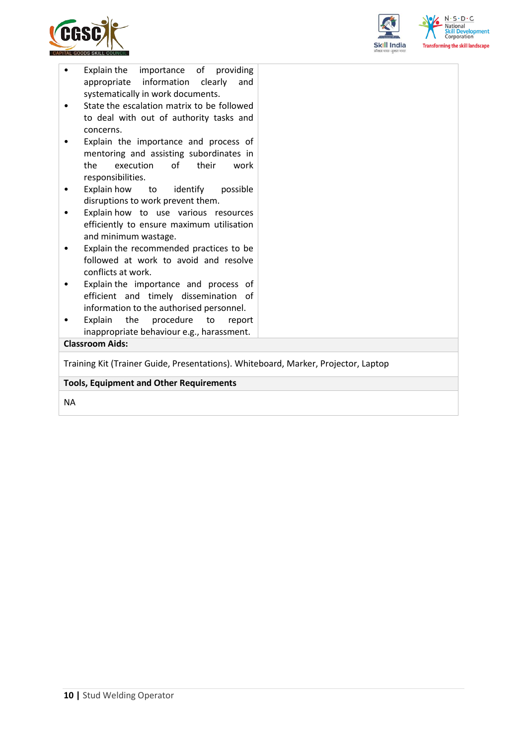| | |
|---|---|
| • Explain the importance of providing appropriate information clearly and systematically in work documents.<br>• State the escalation matrix to be followed to deal with out of authority tasks and concerns.<br>• Explain the importance and process of mentoring and assisting subordinates in the execution of their work responsibilities.<br>• Explain how to identify possible disruptions to work prevent them.<br>• Explain how to use various resources efficiently to ensure maximum utilisation and minimum wastage.<br>• Explain the recommended practices to be followed at work to avoid and resolve conflicts at work.<br>• Explain the importance and process of efficient and timely dissemination of information to the authorised personnel.<br>• Explain the procedure to report inappropriate behaviour e.g., harassment. | |

**Classroom Aids:**

Training Kit (Trainer Guide, Presentations). Whiteboard, Marker, Projector, Laptop

**Tools, Equipment and Other Requirements**

NA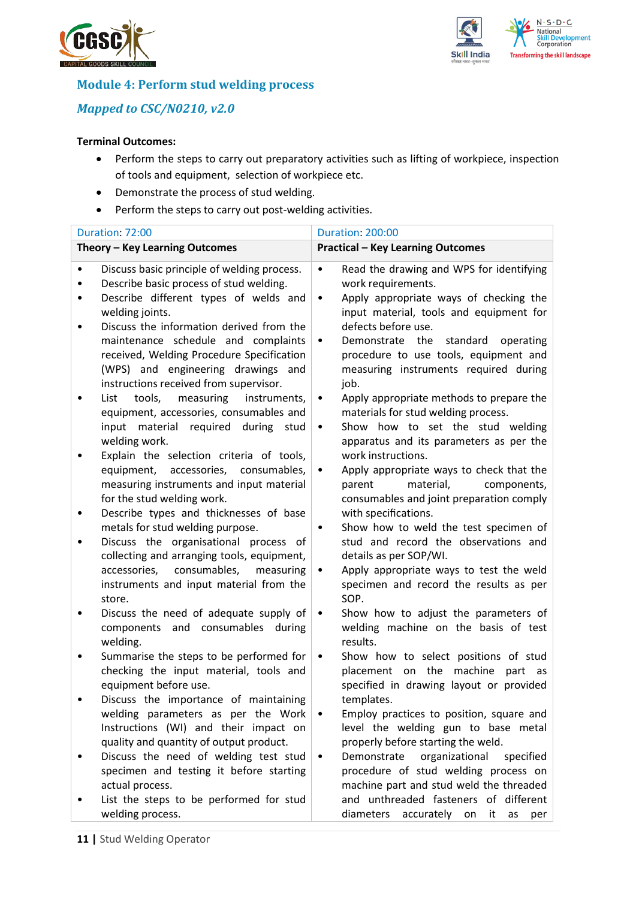## Module 4: Perform stud welding process

### *Mapped to CSC/N0210, v2.0*

**Terminal Outcomes:**

- Perform the steps to carry out preparatory activities such as lifting of workpiece, inspection of tools and equipment, selection of workpiece etc.
- Demonstrate the process of stud welding.
- Perform the steps to carry out post-welding activities.

| Duration: 72:00 | Duration: 200:00 |
|---|---|
| **Theory – Key Learning Outcomes** | **Practical – Key Learning Outcomes** |
| • Discuss basic principle of welding process.<br>• Describe basic process of stud welding.<br>• Describe different types of welds and welding joints.<br>• Discuss the information derived from the maintenance schedule and complaints received, Welding Procedure Specification (WPS) and engineering drawings and instructions received from supervisor.<br>• List tools, measuring instruments, equipment, accessories, consumables and input material required during stud welding work.<br>• Explain the selection criteria of tools, equipment, accessories, consumables, measuring instruments and input material for the stud welding work.<br>• Describe types and thicknesses of base metals for stud welding purpose.<br>• Discuss the organisational process of collecting and arranging tools, equipment, accessories, consumables, measuring instruments and input material from the store.<br>• Discuss the need of adequate supply of components and consumables during welding.<br>• Summarise the steps to be performed for checking the input material, tools and equipment before use.<br>• Discuss the importance of maintaining welding parameters as per the Work Instructions (WI) and their impact on quality and quantity of output product.<br>• Discuss the need of welding test stud specimen and testing it before starting actual process.<br>• List the steps to be performed for stud welding process. | • Read the drawing and WPS for identifying work requirements.<br>• Apply appropriate ways of checking the input material, tools and equipment for defects before use.<br>• Demonstrate the standard operating procedure to use tools, equipment and measuring instruments required during job.<br>• Apply appropriate methods to prepare the materials for stud welding process.<br>• Show how to set the stud welding apparatus and its parameters as per the work instructions.<br>• Apply appropriate ways to check that the parent material, components, consumables and joint preparation comply with specifications.<br>• Show how to weld the test specimen of stud and record the observations and details as per SOP/WI.<br>• Apply appropriate ways to test the weld specimen and record the results as per SOP.<br>• Show how to adjust the parameters of welding machine on the basis of test results.<br>• Show how to select positions of stud placement on the machine part as specified in drawing layout or provided templates.<br>• Employ practices to position, square and level the welding gun to base metal properly before starting the weld.<br>• Demonstrate organizational specified procedure of stud welding process on machine part and stud weld the threaded and unthreaded fasteners of different diameters accurately on it as per |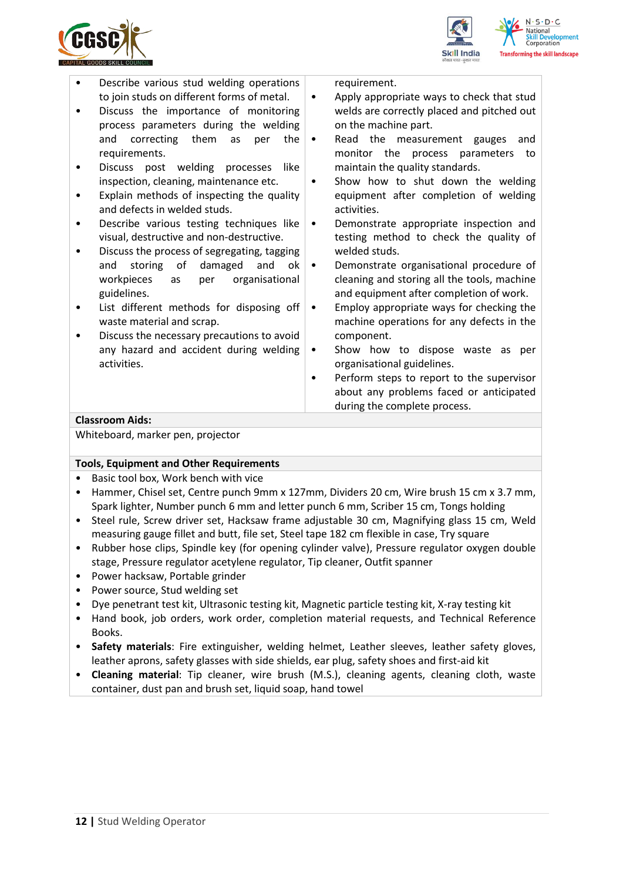| | |
|---|---|
| • Describe various stud welding operations to join studs on different forms of metal.<br>• Discuss the importance of monitoring process parameters during the welding and correcting them as per the requirements.<br>• Discuss post welding processes like inspection, cleaning, maintenance etc.<br>• Explain methods of inspecting the quality and defects in welded studs.<br>• Describe various testing techniques like visual, destructive and non-destructive.<br>• Discuss the process of segregating, tagging and storing of damaged and ok workpieces as per organisational guidelines.<br>• List different methods for disposing off waste material and scrap.<br>• Discuss the necessary precautions to avoid any hazard and accident during welding activities. | requirement.<br>• Apply appropriate ways to check that stud welds are correctly placed and pitched out on the machine part.<br>• Read the measurement gauges and monitor the process parameters to maintain the quality standards.<br>• Show how to shut down the welding equipment after completion of welding activities.<br>• Demonstrate appropriate inspection and testing method to check the quality of welded studs.<br>• Demonstrate organisational procedure of cleaning and storing all the tools, machine and equipment after completion of work.<br>• Employ appropriate ways for checking the machine operations for any defects in the component.<br>• Show how to dispose waste as per organisational guidelines.<br>• Perform steps to report to the supervisor about any problems faced or anticipated during the complete process. |

**Classroom Aids:**

Whiteboard, marker pen, projector

**Tools, Equipment and Other Requirements**

- Basic tool box, Work bench with vice
- Hammer, Chisel set, Centre punch 9mm x 127mm, Dividers 20 cm, Wire brush 15 cm x 3.7 mm, Spark lighter, Number punch 6 mm and letter punch 6 mm, Scriber 15 cm, Tongs holding
- Steel rule, Screw driver set, Hacksaw frame adjustable 30 cm, Magnifying glass 15 cm, Weld measuring gauge fillet and butt, file set, Steel tape 182 cm flexible in case, Try square
- Rubber hose clips, Spindle key (for opening cylinder valve), Pressure regulator oxygen double stage, Pressure regulator acetylene regulator, Tip cleaner, Outfit spanner
- Power hacksaw, Portable grinder
- Power source, Stud welding set
- Dye penetrant test kit, Ultrasonic testing kit, Magnetic particle testing kit, X-ray testing kit
- Hand book, job orders, work order, completion material requests, and Technical Reference Books.
- **Safety materials**: Fire extinguisher, welding helmet, Leather sleeves, leather safety gloves, leather aprons, safety glasses with side shields, ear plug, safety shoes and first-aid kit
- **Cleaning material**: Tip cleaner, wire brush (M.S.), cleaning agents, cleaning cloth, waste container, dust pan and brush set, liquid soap, hand towel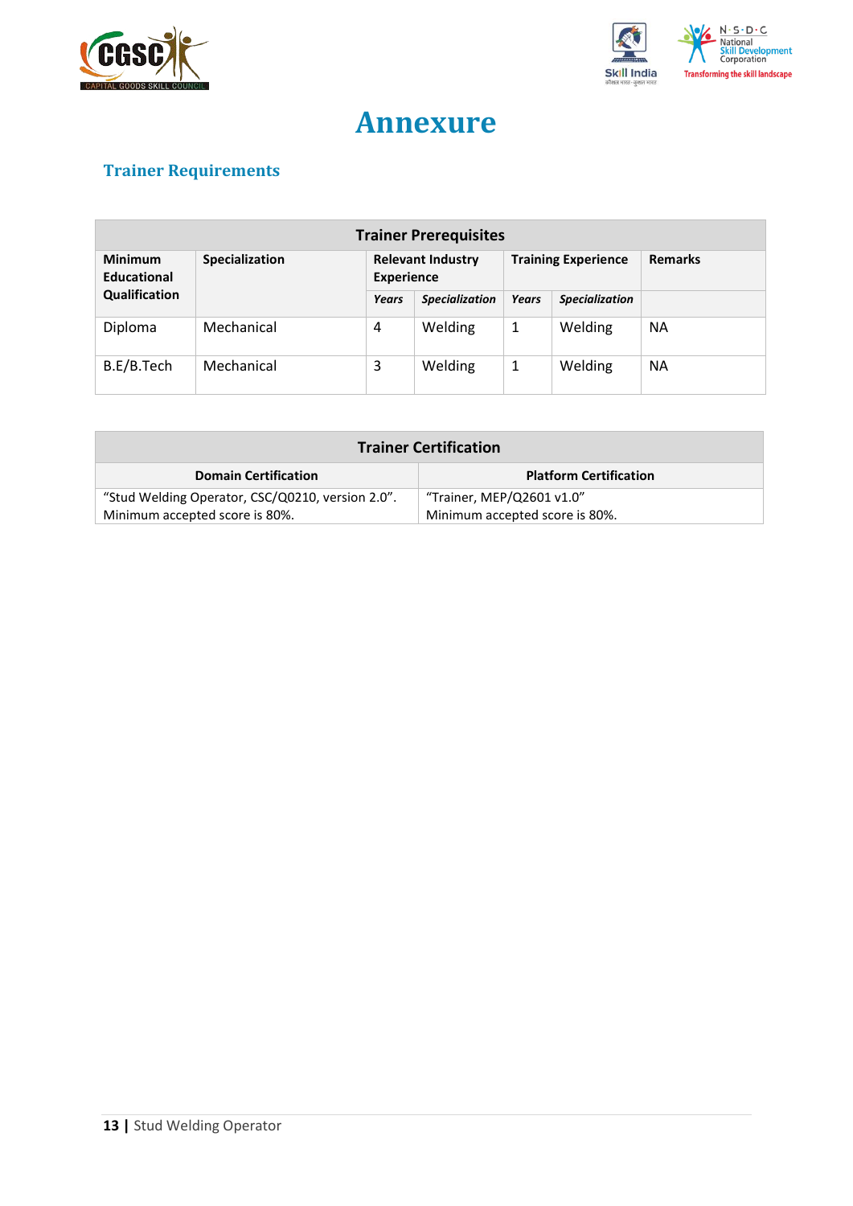# Annexure

## Trainer Requirements

| Trainer Prerequisites | | | | | | |
|---|---|---|---|---|---|---|
| **Minimum Educational Qualification** | **Specialization** | **Relevant Industry Experience** | | **Training Experience** | | **Remarks** |
| | | ***Years*** | ***Specialization*** | ***Years*** | ***Specialization*** | |
| Diploma | Mechanical | 4 | Welding | 1 | Welding | NA |
| B.E/B.Tech | Mechanical | 3 | Welding | 1 | Welding | NA |

| Trainer Certification | |
|---|---|
| **Domain Certification** | **Platform Certification** |
| "Stud Welding Operator, CSC/Q0210, version 2.0". Minimum accepted score is 80%. | "Trainer, MEP/Q2601 v1.0" Minimum accepted score is 80%. |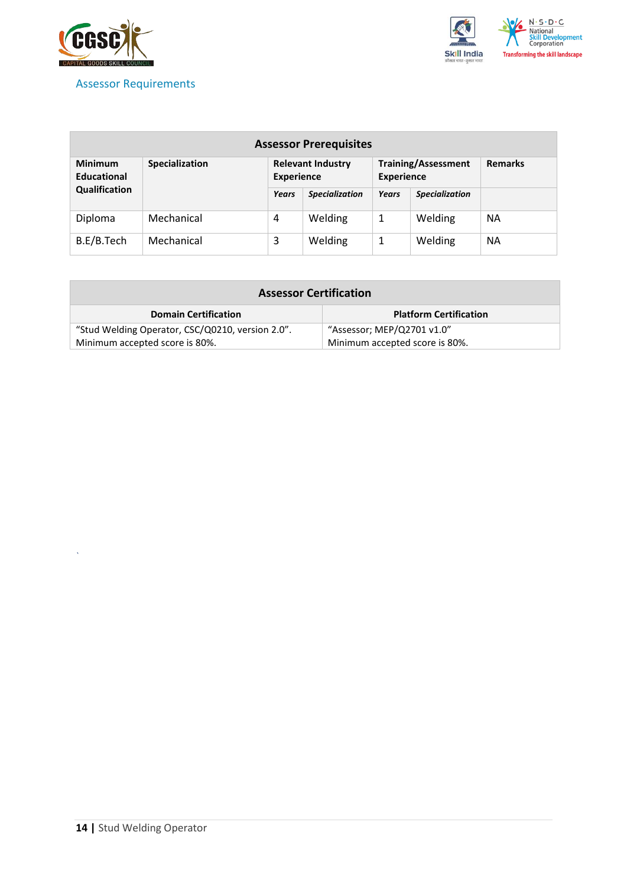## Assessor Requirements

| Assessor Prerequisites | | | | | | |
|---|---|---|---|---|---|---|
| **Minimum Educational Qualification** | **Specialization** | **Relevant Industry Experience** | | **Training/Assessment Experience** | | **Remarks** |
| | | ***Years*** | ***Specialization*** | ***Years*** | ***Specialization*** | |
| Diploma | Mechanical | 4 | Welding | 1 | Welding | NA |
| B.E/B.Tech | Mechanical | 3 | Welding | 1 | Welding | NA |

| Assessor Certification | |
|---|---|
| **Domain Certification** | **Platform Certification** |
| "Stud Welding Operator, CSC/Q0210, version 2.0". Minimum accepted score is 80%. | "Assessor; MEP/Q2701 v1.0" Minimum accepted score is 80%. |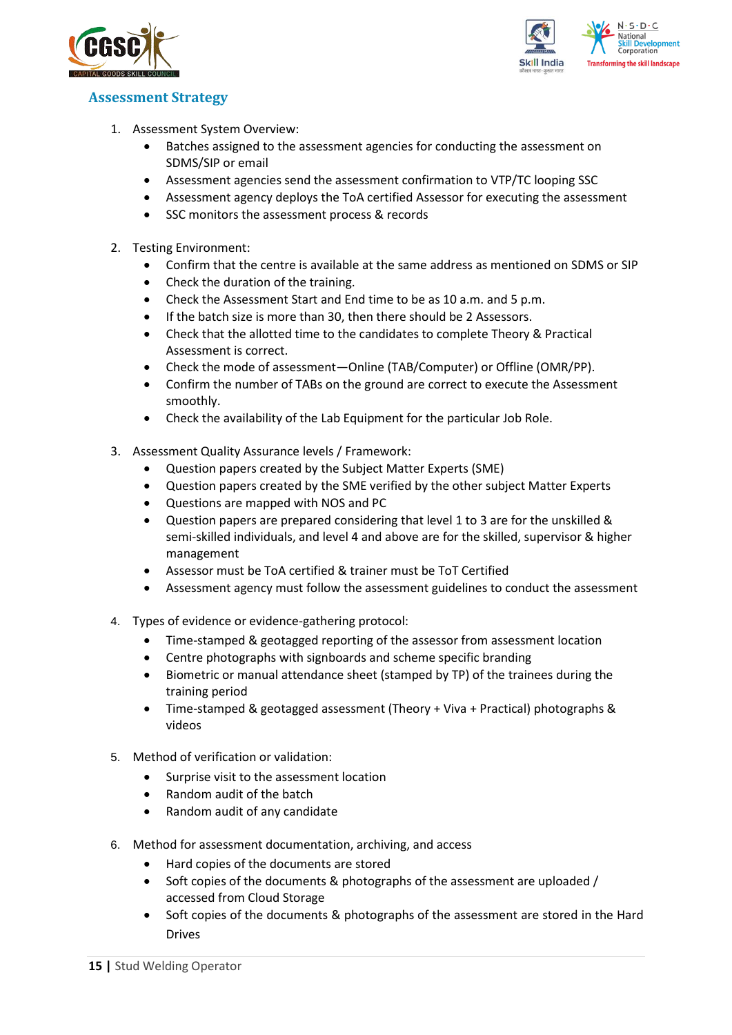## Assessment Strategy

1. Assessment System Overview:
   - Batches assigned to the assessment agencies for conducting the assessment on SDMS/SIP or email
   - Assessment agencies send the assessment confirmation to VTP/TC looping SSC
   - Assessment agency deploys the ToA certified Assessor for executing the assessment
   - SSC monitors the assessment process & records

2. Testing Environment:
   - Confirm that the centre is available at the same address as mentioned on SDMS or SIP
   - Check the duration of the training.
   - Check the Assessment Start and End time to be as 10 a.m. and 5 p.m.
   - If the batch size is more than 30, then there should be 2 Assessors.
   - Check that the allotted time to the candidates to complete Theory & Practical Assessment is correct.
   - Check the mode of assessment—Online (TAB/Computer) or Offline (OMR/PP).
   - Confirm the number of TABs on the ground are correct to execute the Assessment smoothly.
   - Check the availability of the Lab Equipment for the particular Job Role.

3. Assessment Quality Assurance levels / Framework:
   - Question papers created by the Subject Matter Experts (SME)
   - Question papers created by the SME verified by the other subject Matter Experts
   - Questions are mapped with NOS and PC
   - Question papers are prepared considering that level 1 to 3 are for the unskilled & semi-skilled individuals, and level 4 and above are for the skilled, supervisor & higher management
   - Assessor must be ToA certified & trainer must be ToT Certified
   - Assessment agency must follow the assessment guidelines to conduct the assessment

4. Types of evidence or evidence-gathering protocol:
   - Time-stamped & geotagged reporting of the assessor from assessment location
   - Centre photographs with signboards and scheme specific branding
   - Biometric or manual attendance sheet (stamped by TP) of the trainees during the training period
   - Time-stamped & geotagged assessment (Theory + Viva + Practical) photographs & videos

5. Method of verification or validation:
   - Surprise visit to the assessment location
   - Random audit of the batch
   - Random audit of any candidate

6. Method for assessment documentation, archiving, and access
   - Hard copies of the documents are stored
   - Soft copies of the documents & photographs of the assessment are uploaded / accessed from Cloud Storage
   - Soft copies of the documents & photographs of the assessment are stored in the Hard Drives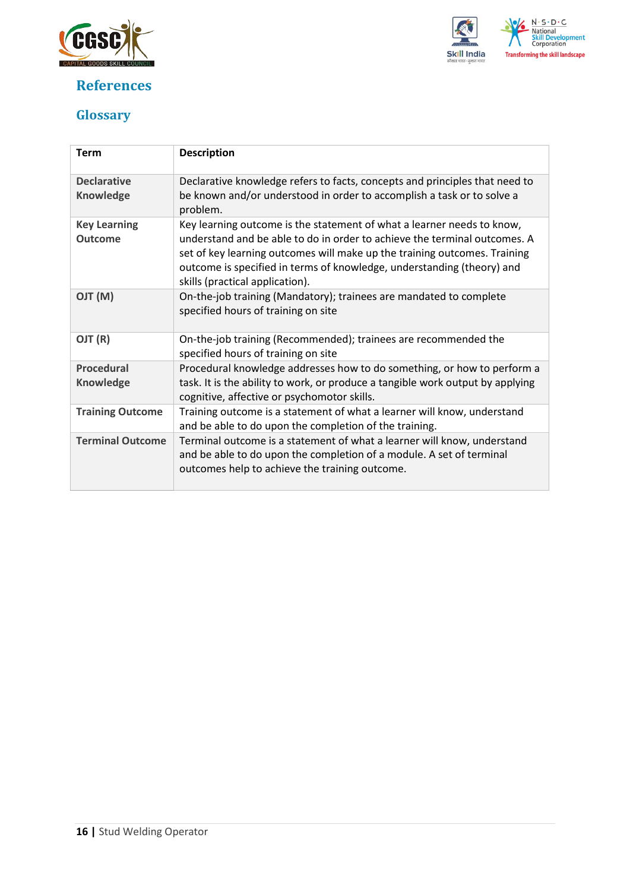## References

### Glossary

| Term | Description |
|---|---|
| **Declarative Knowledge** | Declarative knowledge refers to facts, concepts and principles that need to be known and/or understood in order to accomplish a task or to solve a problem. |
| **Key Learning Outcome** | Key learning outcome is the statement of what a learner needs to know, understand and be able to do in order to achieve the terminal outcomes. A set of key learning outcomes will make up the training outcomes. Training outcome is specified in terms of knowledge, understanding (theory) and skills (practical application). |
| **OJT (M)** | On-the-job training (Mandatory); trainees are mandated to complete specified hours of training on site |
| **OJT (R)** | On-the-job training (Recommended); trainees are recommended the specified hours of training on site |
| **Procedural Knowledge** | Procedural knowledge addresses how to do something, or how to perform a task. It is the ability to work, or produce a tangible work output by applying cognitive, affective or psychomotor skills. |
| **Training Outcome** | Training outcome is a statement of what a learner will know, understand and be able to do upon the completion of the training. |
| **Terminal Outcome** | Terminal outcome is a statement of what a learner will know, understand and be able to do upon the completion of a module. A set of terminal outcomes help to achieve the training outcome. |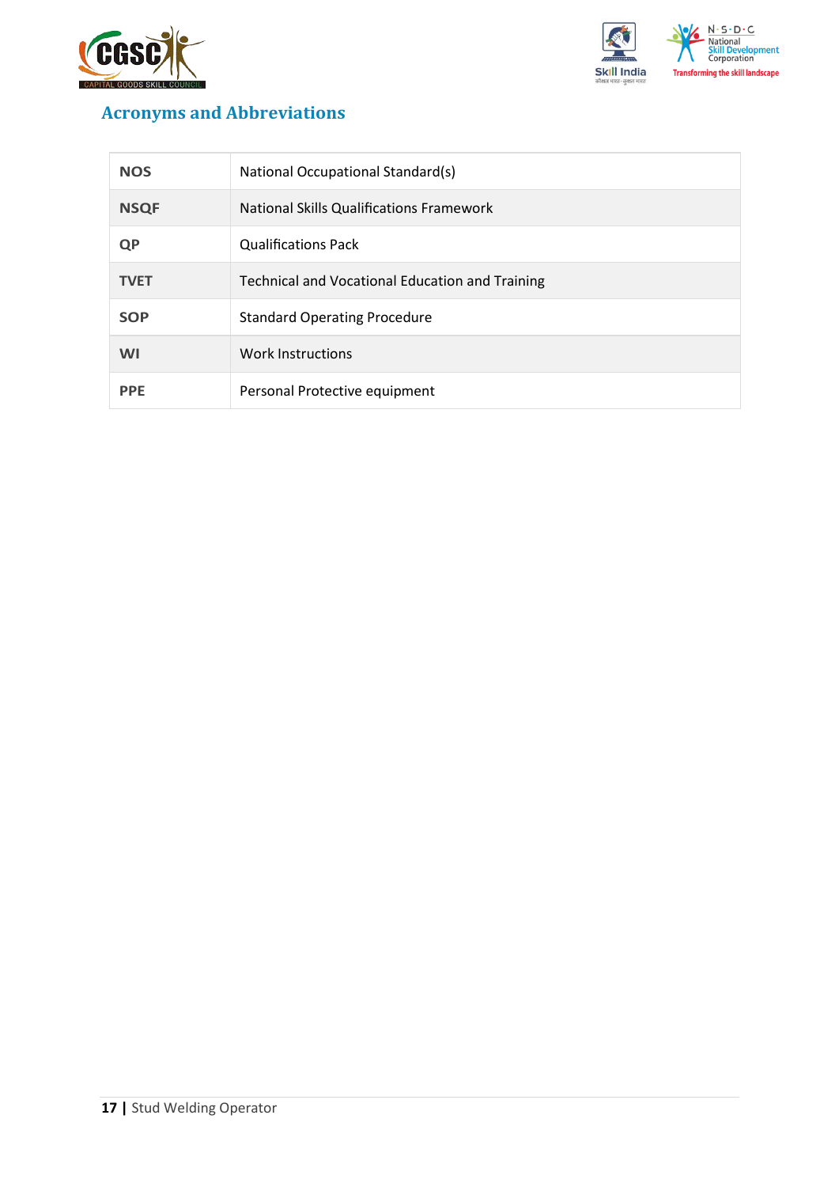## Acronyms and Abbreviations

| | |
|---|---|
| **NOS** | National Occupational Standard(s) |
| **NSQF** | National Skills Qualifications Framework |
| **QP** | Qualifications Pack |
| **TVET** | Technical and Vocational Education and Training |
| **SOP** | Standard Operating Procedure |
| **WI** | Work Instructions |
| **PPE** | Personal Protective equipment |